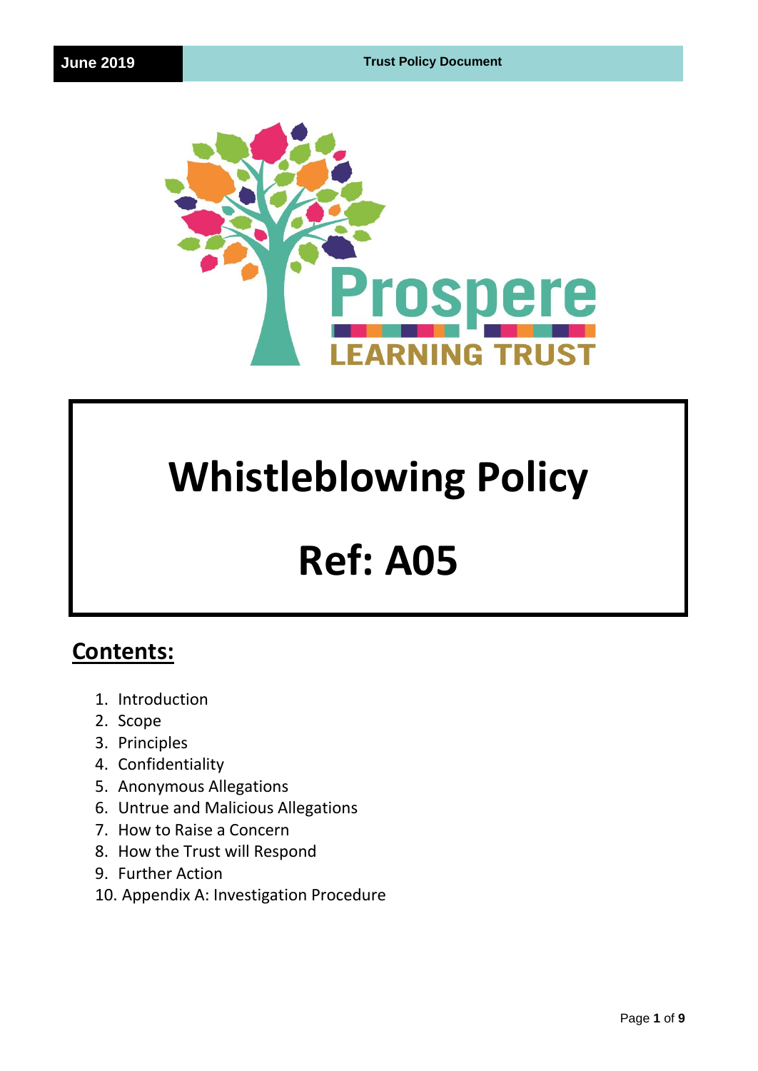June 2019 | Trust Policy Document

Prospere LEARNING TRUST

# Whistleblowing Policy

# Ref: A05

## Contents:

1. Introduction
2. Scope
3. Principles
4. Confidentiality
5. Anonymous Allegations
6. Untrue and Malicious Allegations
7. How to Raise a Concern
8. How the Trust will Respond
9. Further Action
10. Appendix A: Investigation Procedure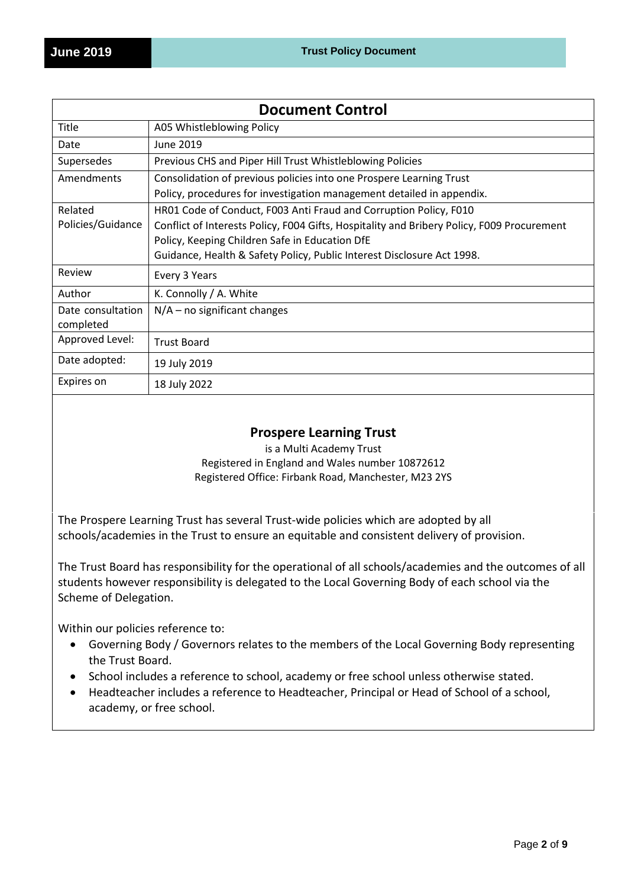| Document Control | |
|---|---|
| Title | A05 Whistleblowing Policy |
| Date | June 2019 |
| Supersedes | Previous CHS and Piper Hill Trust Whistleblowing Policies |
| Amendments | Consolidation of previous policies into one Prospere Learning Trust Policy, procedures for investigation management detailed in appendix. |
| Related Policies/Guidance | HR01 Code of Conduct, F003 Anti Fraud and Corruption Policy, F010 Conflict of Interests Policy, F004 Gifts, Hospitality and Bribery Policy, F009 Procurement Policy, Keeping Children Safe in Education DfE Guidance, Health & Safety Policy, Public Interest Disclosure Act 1998. |
| Review | Every 3 Years |
| Author | K. Connolly / A. White |
| Date consultation completed | N/A – no significant changes |
| Approved Level: | Trust Board |
| Date adopted: | 19 July 2019 |
| Expires on | 18 July 2022 |

## Prospere Learning Trust

is a Multi Academy Trust
Registered in England and Wales number 10872612
Registered Office: Firbank Road, Manchester, M23 2YS

The Prospere Learning Trust has several Trust-wide policies which are adopted by all schools/academies in the Trust to ensure an equitable and consistent delivery of provision.

The Trust Board has responsibility for the operational of all schools/academies and the outcomes of all students however responsibility is delegated to the Local Governing Body of each school via the Scheme of Delegation.

Within our policies reference to:

- Governing Body / Governors relates to the members of the Local Governing Body representing the Trust Board.
- School includes a reference to school, academy or free school unless otherwise stated.
- Headteacher includes a reference to Headteacher, Principal or Head of School of a school, academy, or free school.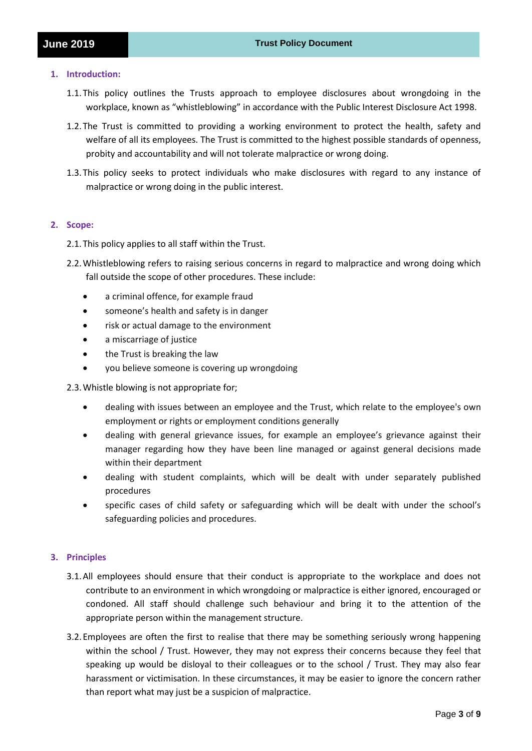## 1. Introduction:

1.1. This policy outlines the Trusts approach to employee disclosures about wrongdoing in the workplace, known as "whistleblowing" in accordance with the Public Interest Disclosure Act 1998.

1.2. The Trust is committed to providing a working environment to protect the health, safety and welfare of all its employees. The Trust is committed to the highest possible standards of openness, probity and accountability and will not tolerate malpractice or wrong doing.

1.3. This policy seeks to protect individuals who make disclosures with regard to any instance of malpractice or wrong doing in the public interest.

## 2. Scope:

2.1. This policy applies to all staff within the Trust.

2.2. Whistleblowing refers to raising serious concerns in regard to malpractice and wrong doing which fall outside the scope of other procedures. These include:

- a criminal offence, for example fraud
- someone's health and safety is in danger
- risk or actual damage to the environment
- a miscarriage of justice
- the Trust is breaking the law
- you believe someone is covering up wrongdoing

2.3. Whistle blowing is not appropriate for;

- dealing with issues between an employee and the Trust, which relate to the employee's own employment or rights or employment conditions generally
- dealing with general grievance issues, for example an employee's grievance against their manager regarding how they have been line managed or against general decisions made within their department
- dealing with student complaints, which will be dealt with under separately published procedures
- specific cases of child safety or safeguarding which will be dealt with under the school's safeguarding policies and procedures.

## 3. Principles

3.1. All employees should ensure that their conduct is appropriate to the workplace and does not contribute to an environment in which wrongdoing or malpractice is either ignored, encouraged or condoned. All staff should challenge such behaviour and bring it to the attention of the appropriate person within the management structure.

3.2. Employees are often the first to realise that there may be something seriously wrong happening within the school / Trust. However, they may not express their concerns because they feel that speaking up would be disloyal to their colleagues or to the school / Trust. They may also fear harassment or victimisation. In these circumstances, it may be easier to ignore the concern rather than report what may just be a suspicion of malpractice.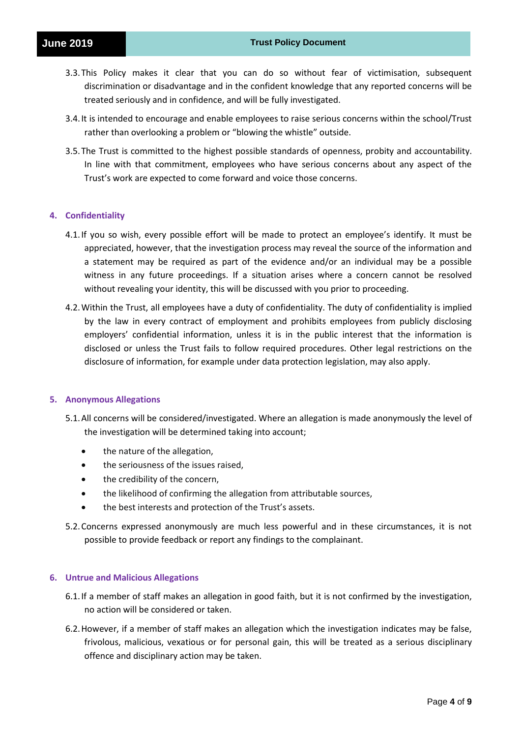3.3. This Policy makes it clear that you can do so without fear of victimisation, subsequent discrimination or disadvantage and in the confident knowledge that any reported concerns will be treated seriously and in confidence, and will be fully investigated.

3.4. It is intended to encourage and enable employees to raise serious concerns within the school/Trust rather than overlooking a problem or "blowing the whistle" outside.

3.5. The Trust is committed to the highest possible standards of openness, probity and accountability. In line with that commitment, employees who have serious concerns about any aspect of the Trust's work are expected to come forward and voice those concerns.

## 4. Confidentiality

4.1. If you so wish, every possible effort will be made to protect an employee's identify. It must be appreciated, however, that the investigation process may reveal the source of the information and a statement may be required as part of the evidence and/or an individual may be a possible witness in any future proceedings. If a situation arises where a concern cannot be resolved without revealing your identity, this will be discussed with you prior to proceeding.

4.2. Within the Trust, all employees have a duty of confidentiality. The duty of confidentiality is implied by the law in every contract of employment and prohibits employees from publicly disclosing employers' confidential information, unless it is in the public interest that the information is disclosed or unless the Trust fails to follow required procedures. Other legal restrictions on the disclosure of information, for example under data protection legislation, may also apply.

## 5. Anonymous Allegations

5.1. All concerns will be considered/investigated. Where an allegation is made anonymously the level of the investigation will be determined taking into account;

- the nature of the allegation,
- the seriousness of the issues raised,
- the credibility of the concern,
- the likelihood of confirming the allegation from attributable sources,
- the best interests and protection of the Trust's assets.

5.2. Concerns expressed anonymously are much less powerful and in these circumstances, it is not possible to provide feedback or report any findings to the complainant.

## 6. Untrue and Malicious Allegations

6.1. If a member of staff makes an allegation in good faith, but it is not confirmed by the investigation, no action will be considered or taken.

6.2. However, if a member of staff makes an allegation which the investigation indicates may be false, frivolous, malicious, vexatious or for personal gain, this will be treated as a serious disciplinary offence and disciplinary action may be taken.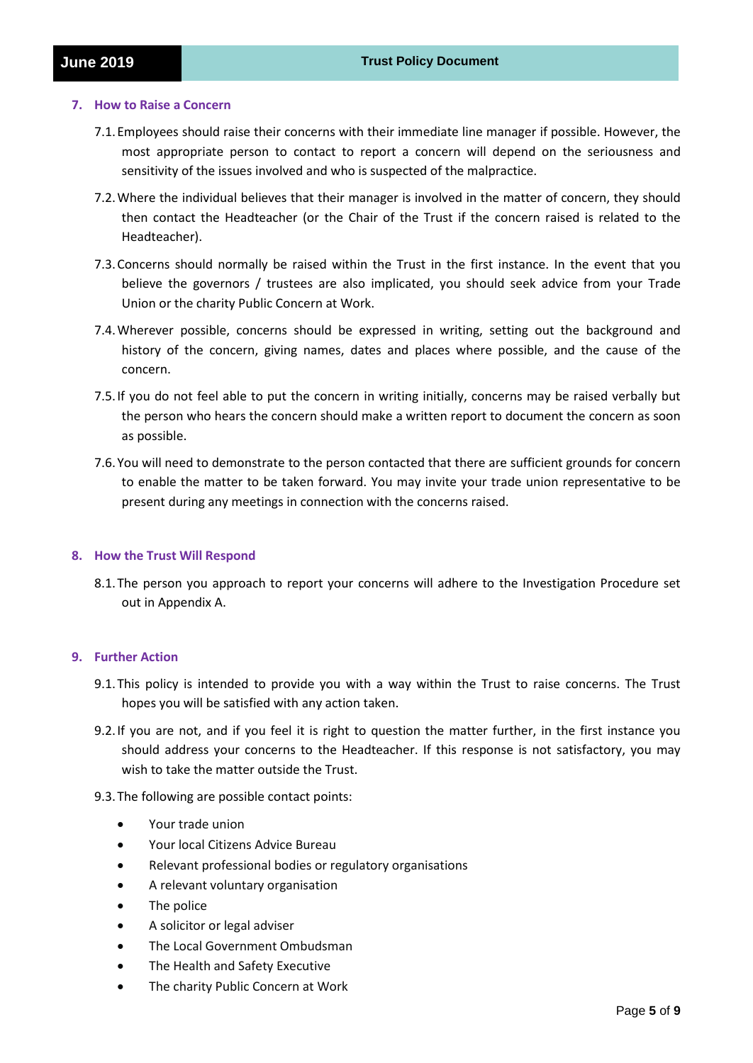## 7. How to Raise a Concern

7.1. Employees should raise their concerns with their immediate line manager if possible. However, the most appropriate person to contact to report a concern will depend on the seriousness and sensitivity of the issues involved and who is suspected of the malpractice.

7.2. Where the individual believes that their manager is involved in the matter of concern, they should then contact the Headteacher (or the Chair of the Trust if the concern raised is related to the Headteacher).

7.3. Concerns should normally be raised within the Trust in the first instance. In the event that you believe the governors / trustees are also implicated, you should seek advice from your Trade Union or the charity Public Concern at Work.

7.4. Wherever possible, concerns should be expressed in writing, setting out the background and history of the concern, giving names, dates and places where possible, and the cause of the concern.

7.5. If you do not feel able to put the concern in writing initially, concerns may be raised verbally but the person who hears the concern should make a written report to document the concern as soon as possible.

7.6. You will need to demonstrate to the person contacted that there are sufficient grounds for concern to enable the matter to be taken forward. You may invite your trade union representative to be present during any meetings in connection with the concerns raised.

## 8. How the Trust Will Respond

8.1. The person you approach to report your concerns will adhere to the Investigation Procedure set out in Appendix A.

## 9. Further Action

9.1. This policy is intended to provide you with a way within the Trust to raise concerns. The Trust hopes you will be satisfied with any action taken.

9.2. If you are not, and if you feel it is right to question the matter further, in the first instance you should address your concerns to the Headteacher. If this response is not satisfactory, you may wish to take the matter outside the Trust.

9.3. The following are possible contact points:

- Your trade union
- Your local Citizens Advice Bureau
- Relevant professional bodies or regulatory organisations
- A relevant voluntary organisation
- The police
- A solicitor or legal adviser
- The Local Government Ombudsman
- The Health and Safety Executive
- The charity Public Concern at Work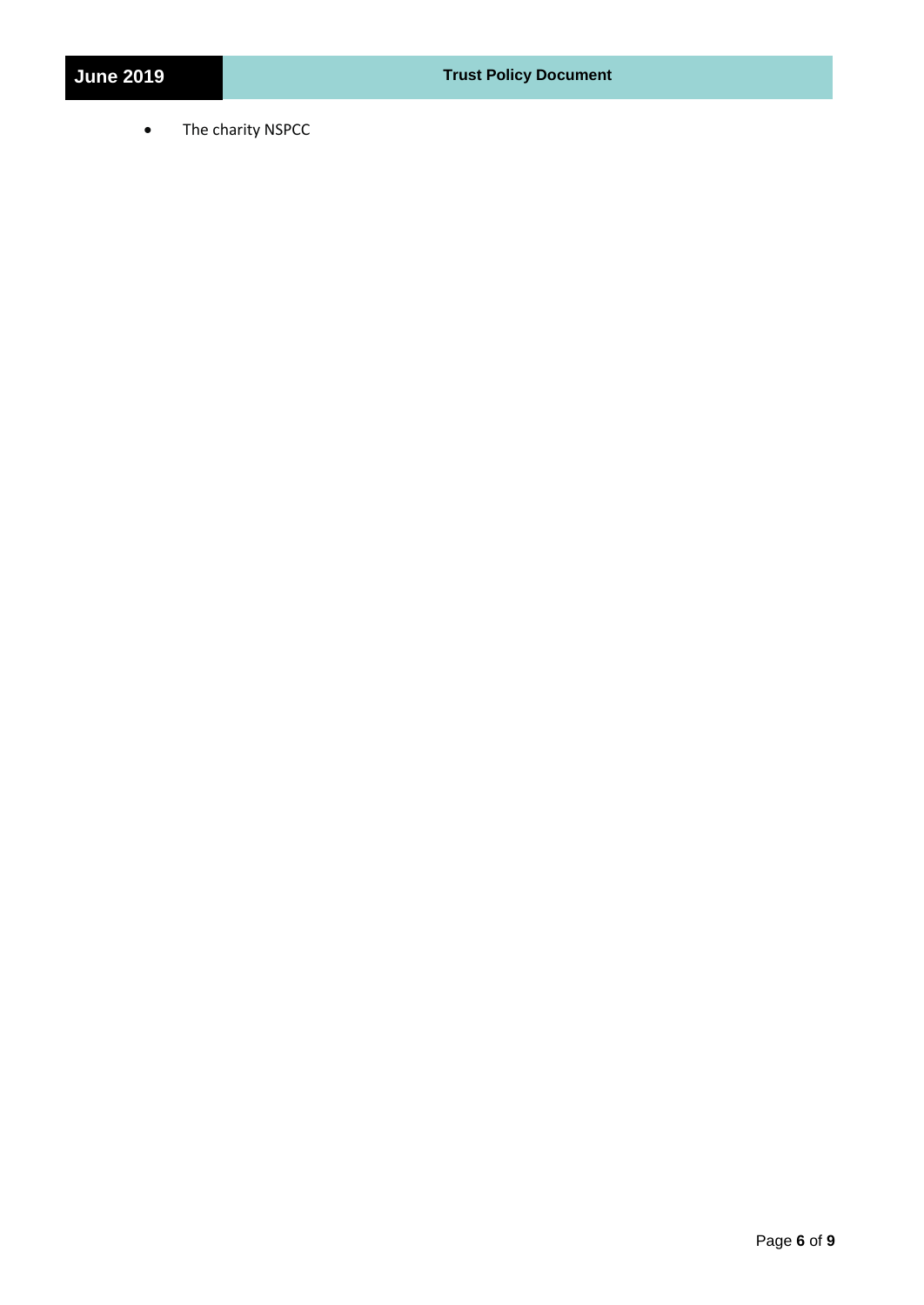- The charity NSPCC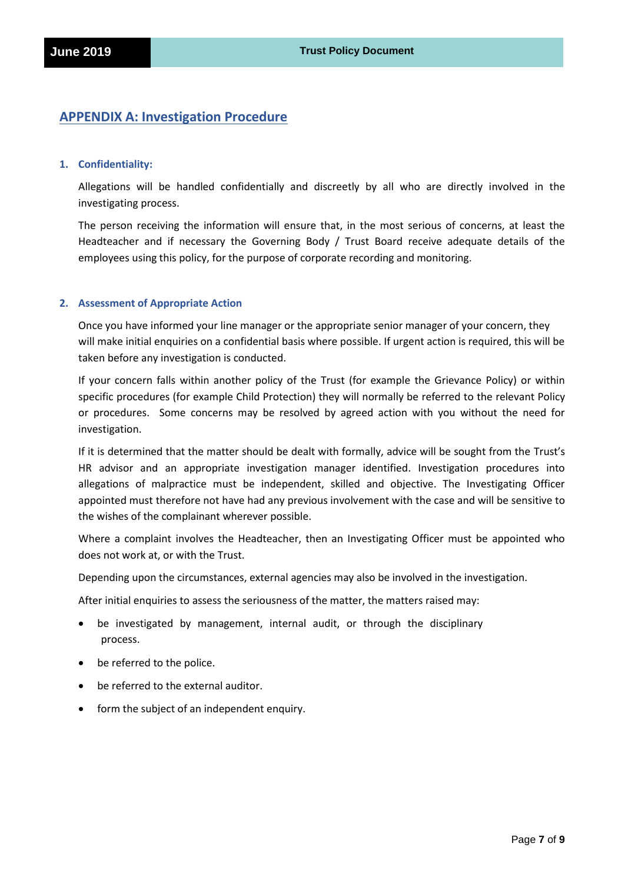## APPENDIX A: Investigation Procedure

### 1. Confidentiality:

Allegations will be handled confidentially and discreetly by all who are directly involved in the investigating process.

The person receiving the information will ensure that, in the most serious of concerns, at least the Headteacher and if necessary the Governing Body / Trust Board receive adequate details of the employees using this policy, for the purpose of corporate recording and monitoring.

### 2. Assessment of Appropriate Action

Once you have informed your line manager or the appropriate senior manager of your concern, they will make initial enquiries on a confidential basis where possible. If urgent action is required, this will be taken before any investigation is conducted.

If your concern falls within another policy of the Trust (for example the Grievance Policy) or within specific procedures (for example Child Protection) they will normally be referred to the relevant Policy or procedures. Some concerns may be resolved by agreed action with you without the need for investigation.

If it is determined that the matter should be dealt with formally, advice will be sought from the Trust's HR advisor and an appropriate investigation manager identified. Investigation procedures into allegations of malpractice must be independent, skilled and objective. The Investigating Officer appointed must therefore not have had any previous involvement with the case and will be sensitive to the wishes of the complainant wherever possible.

Where a complaint involves the Headteacher, then an Investigating Officer must be appointed who does not work at, or with the Trust.

Depending upon the circumstances, external agencies may also be involved in the investigation.

After initial enquiries to assess the seriousness of the matter, the matters raised may:

- be investigated by management, internal audit, or through the disciplinary process.
- be referred to the police.
- be referred to the external auditor.
- form the subject of an independent enquiry.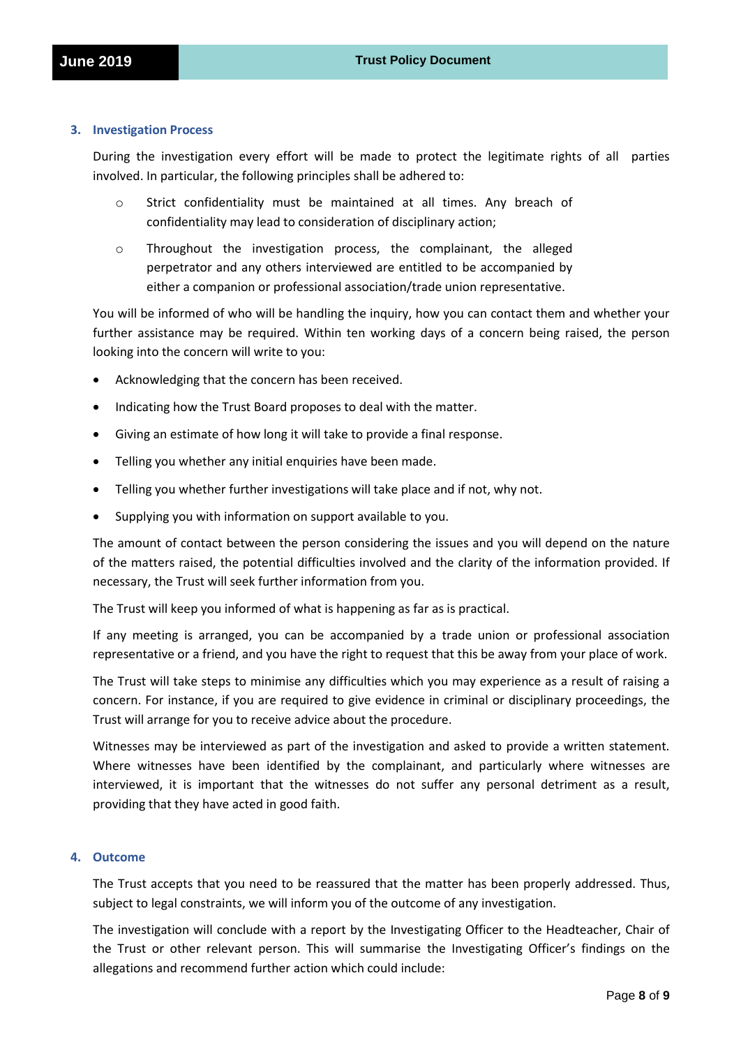## 3. Investigation Process

During the investigation every effort will be made to protect the legitimate rights of all parties involved. In particular, the following principles shall be adhered to:

- Strict confidentiality must be maintained at all times. Any breach of confidentiality may lead to consideration of disciplinary action;
- Throughout the investigation process, the complainant, the alleged perpetrator and any others interviewed are entitled to be accompanied by either a companion or professional association/trade union representative.

You will be informed of who will be handling the inquiry, how you can contact them and whether your further assistance may be required. Within ten working days of a concern being raised, the person looking into the concern will write to you:

- Acknowledging that the concern has been received.
- Indicating how the Trust Board proposes to deal with the matter.
- Giving an estimate of how long it will take to provide a final response.
- Telling you whether any initial enquiries have been made.
- Telling you whether further investigations will take place and if not, why not.
- Supplying you with information on support available to you.

The amount of contact between the person considering the issues and you will depend on the nature of the matters raised, the potential difficulties involved and the clarity of the information provided. If necessary, the Trust will seek further information from you.

The Trust will keep you informed of what is happening as far as is practical.

If any meeting is arranged, you can be accompanied by a trade union or professional association representative or a friend, and you have the right to request that this be away from your place of work.

The Trust will take steps to minimise any difficulties which you may experience as a result of raising a concern. For instance, if you are required to give evidence in criminal or disciplinary proceedings, the Trust will arrange for you to receive advice about the procedure.

Witnesses may be interviewed as part of the investigation and asked to provide a written statement. Where witnesses have been identified by the complainant, and particularly where witnesses are interviewed, it is important that the witnesses do not suffer any personal detriment as a result, providing that they have acted in good faith.

## 4. Outcome

The Trust accepts that you need to be reassured that the matter has been properly addressed. Thus, subject to legal constraints, we will inform you of the outcome of any investigation.

The investigation will conclude with a report by the Investigating Officer to the Headteacher, Chair of the Trust or other relevant person. This will summarise the Investigating Officer's findings on the allegations and recommend further action which could include: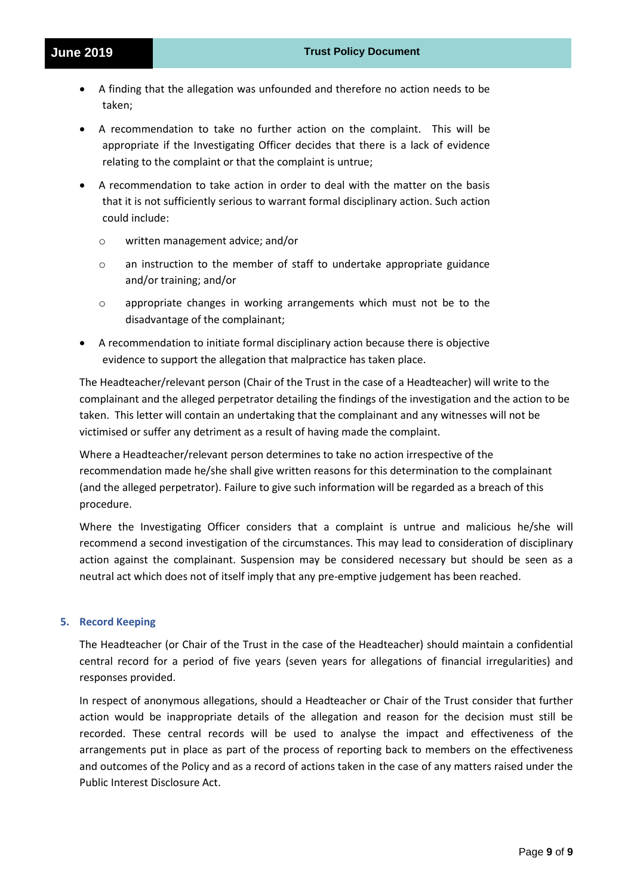- A finding that the allegation was unfounded and therefore no action needs to be taken;
- A recommendation to take no further action on the complaint. This will be appropriate if the Investigating Officer decides that there is a lack of evidence relating to the complaint or that the complaint is untrue;
- A recommendation to take action in order to deal with the matter on the basis that it is not sufficiently serious to warrant formal disciplinary action. Such action could include:
  - written management advice; and/or
  - an instruction to the member of staff to undertake appropriate guidance and/or training; and/or
  - appropriate changes in working arrangements which must not be to the disadvantage of the complainant;
- A recommendation to initiate formal disciplinary action because there is objective evidence to support the allegation that malpractice has taken place.

The Headteacher/relevant person (Chair of the Trust in the case of a Headteacher) will write to the complainant and the alleged perpetrator detailing the findings of the investigation and the action to be taken. This letter will contain an undertaking that the complainant and any witnesses will not be victimised or suffer any detriment as a result of having made the complaint.

Where a Headteacher/relevant person determines to take no action irrespective of the recommendation made he/she shall give written reasons for this determination to the complainant (and the alleged perpetrator). Failure to give such information will be regarded as a breach of this procedure.

Where the Investigating Officer considers that a complaint is untrue and malicious he/she will recommend a second investigation of the circumstances. This may lead to consideration of disciplinary action against the complainant. Suspension may be considered necessary but should be seen as a neutral act which does not of itself imply that any pre-emptive judgement has been reached.

## 5. Record Keeping

The Headteacher (or Chair of the Trust in the case of the Headteacher) should maintain a confidential central record for a period of five years (seven years for allegations of financial irregularities) and responses provided.

In respect of anonymous allegations, should a Headteacher or Chair of the Trust consider that further action would be inappropriate details of the allegation and reason for the decision must still be recorded. These central records will be used to analyse the impact and effectiveness of the arrangements put in place as part of the process of reporting back to members on the effectiveness and outcomes of the Policy and as a record of actions taken in the case of any matters raised under the Public Interest Disclosure Act.